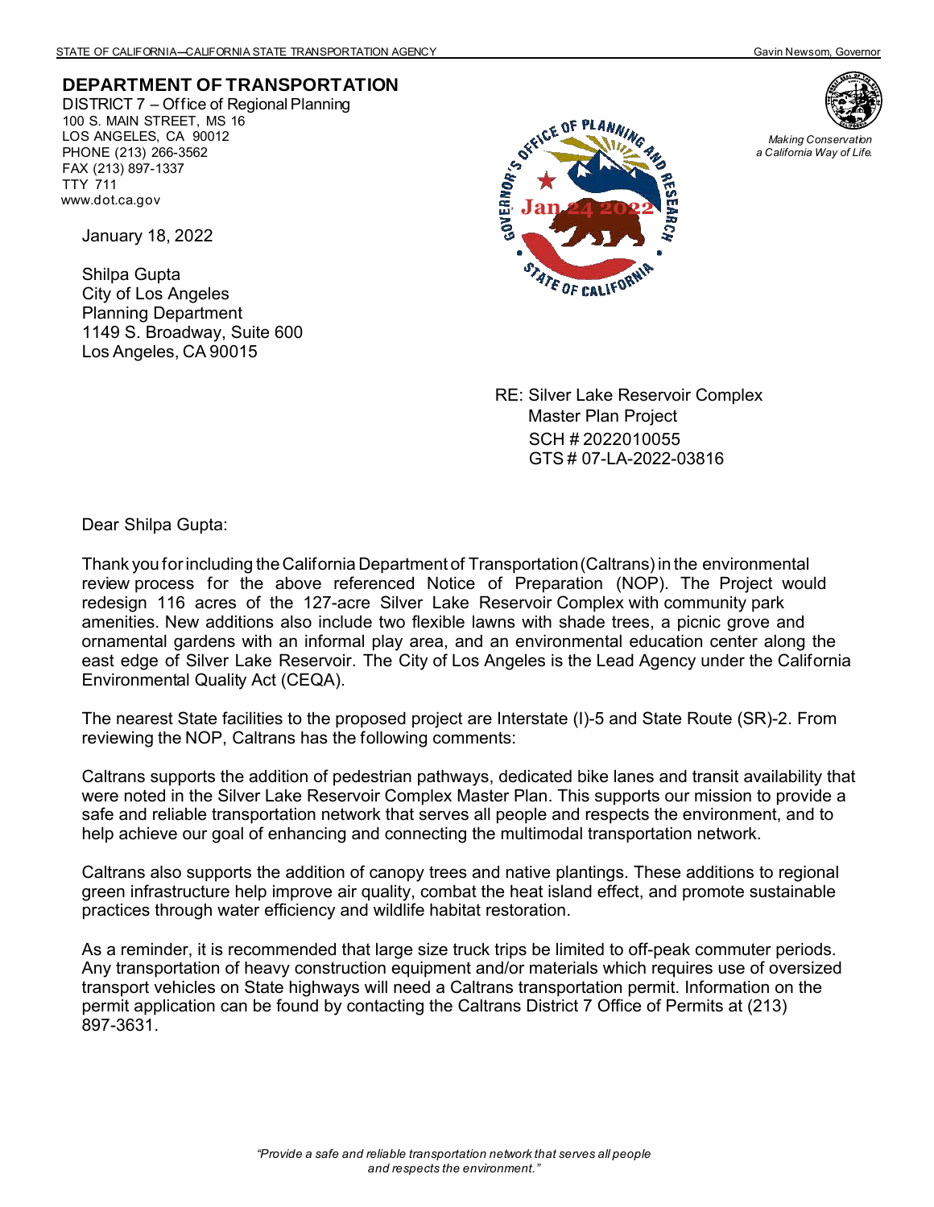STATE OF CALIFORNIA—CALIFORNIA STATE TRANSPORTATION AGENCY Gavin Newsom, Governor

**DEPARTMENT OF TRANSPORTATION**
DISTRICT 7 – Office of Regional Planning
100 S. MAIN STREET, MS 16
LOS ANGELES, CA 90012
PHONE (213) 266-3562
FAX (213) 897-1337
TTY 711
www.dot.ca.gov

*Making Conservation a California Way of Life.*

Governor's Office of Planning and Research — Jan 24 2022 — State of California

January 18, 2022

Shilpa Gupta
City of Los Angeles
Planning Department
1149 S. Broadway, Suite 600
Los Angeles, CA 90015

RE: Silver Lake Reservoir Complex
Master Plan Project
SCH # 2022010055
GTS # 07-LA-2022-03816

Dear Shilpa Gupta:

Thank you for including the California Department of Transportation (Caltrans) in the environmental review process for the above referenced Notice of Preparation (NOP). The Project would redesign 116 acres of the 127-acre Silver Lake Reservoir Complex with community park amenities. New additions also include two flexible lawns with shade trees, a picnic grove and ornamental gardens with an informal play area, and an environmental education center along the east edge of Silver Lake Reservoir. The City of Los Angeles is the Lead Agency under the California Environmental Quality Act (CEQA).

The nearest State facilities to the proposed project are Interstate (I)-5 and State Route (SR)-2. From reviewing the NOP, Caltrans has the following comments:

Caltrans supports the addition of pedestrian pathways, dedicated bike lanes and transit availability that were noted in the Silver Lake Reservoir Complex Master Plan. This supports our mission to provide a safe and reliable transportation network that serves all people and respects the environment, and to help achieve our goal of enhancing and connecting the multimodal transportation network.

Caltrans also supports the addition of canopy trees and native plantings. These additions to regional green infrastructure help improve air quality, combat the heat island effect, and promote sustainable practices through water efficiency and wildlife habitat restoration.

As a reminder, it is recommended that large size truck trips be limited to off-peak commuter periods. Any transportation of heavy construction equipment and/or materials which requires use of oversized transport vehicles on State highways will need a Caltrans transportation permit. Information on the permit application can be found by contacting the Caltrans District 7 Office of Permits at (213) 897-3631.

*"Provide a safe and reliable transportation network that serves all people and respects the environment."*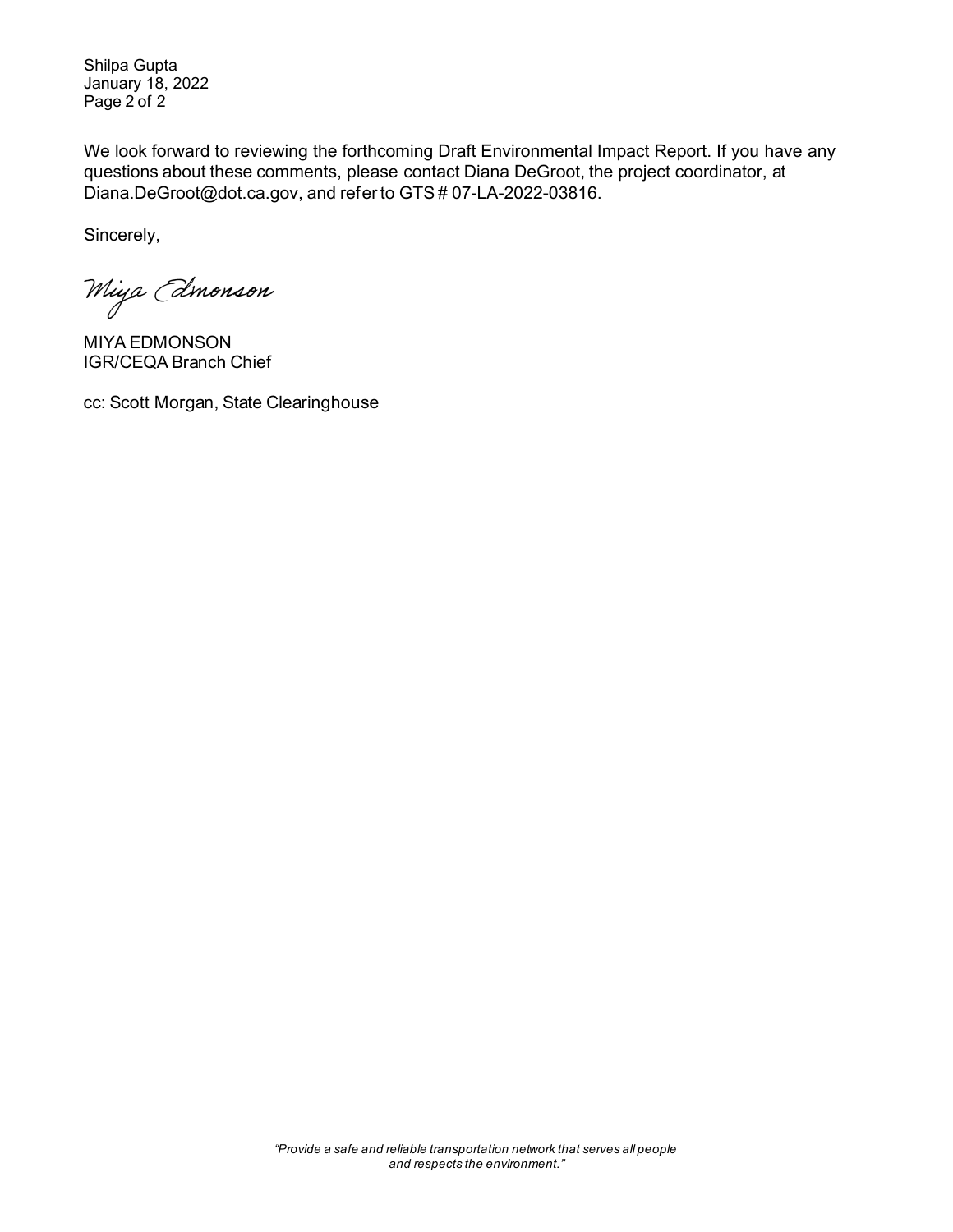We look forward to reviewing the forthcoming Draft Environmental Impact Report. If you have any questions about these comments, please contact Diana DeGroot, the project coordinator, at Diana.DeGroot@dot.ca.gov, and refer to GTS # 07-LA-2022-03816.

Sincerely,

*Miya Edmonson*

MIYA EDMONSON
IGR/CEQA Branch Chief

cc: Scott Morgan, State Clearinghouse

*"Provide a safe and reliable transportation network that serves all people and respects the environment."*